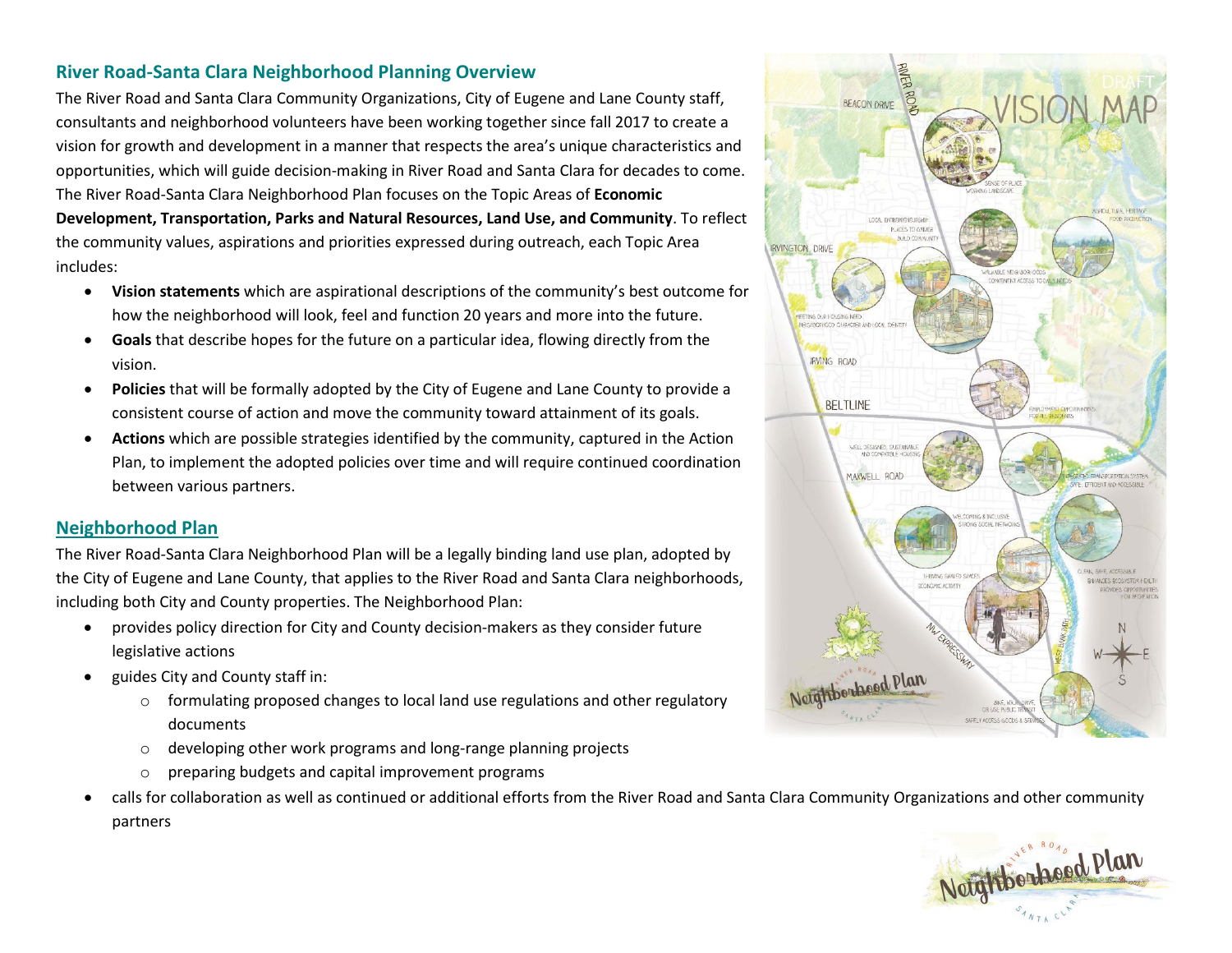## River Road-Santa Clara Neighborhood Planning Overview

The River Road and Santa Clara Community Organizations, City of Eugene and Lane County staff, consultants and neighborhood volunteers have been working together since fall 2017 to create a vision for growth and development in a manner that respects the area's unique characteristics and opportunities, which will guide decision-making in River Road and Santa Clara for decades to come. The River Road-Santa Clara Neighborhood Plan focuses on the Topic Areas of **Economic Development, Transportation, Parks and Natural Resources, Land Use, and Community**. To reflect the community values, aspirations and priorities expressed during outreach, each Topic Area includes:

- **Vision statements** which are aspirational descriptions of the community's best outcome for how the neighborhood will look, feel and function 20 years and more into the future.
- **Goals** that describe hopes for the future on a particular idea, flowing directly from the vision.
- **Policies** that will be formally adopted by the City of Eugene and Lane County to provide a consistent course of action and move the community toward attainment of its goals.
- **Actions** which are possible strategies identified by the community, captured in the Action Plan, to implement the adopted policies over time and will require continued coordination between various partners.

## Neighborhood Plan

The River Road-Santa Clara Neighborhood Plan will be a legally binding land use plan, adopted by the City of Eugene and Lane County, that applies to the River Road and Santa Clara neighborhoods, including both City and County properties. The Neighborhood Plan:

- provides policy direction for City and County decision-makers as they consider future legislative actions
- guides City and County staff in:
  - formulating proposed changes to local land use regulations and other regulatory documents
  - developing other work programs and long-range planning projects
  - preparing budgets and capital improvement programs
- calls for collaboration as well as continued or additional efforts from the River Road and Santa Clara Community Organizations and other community partners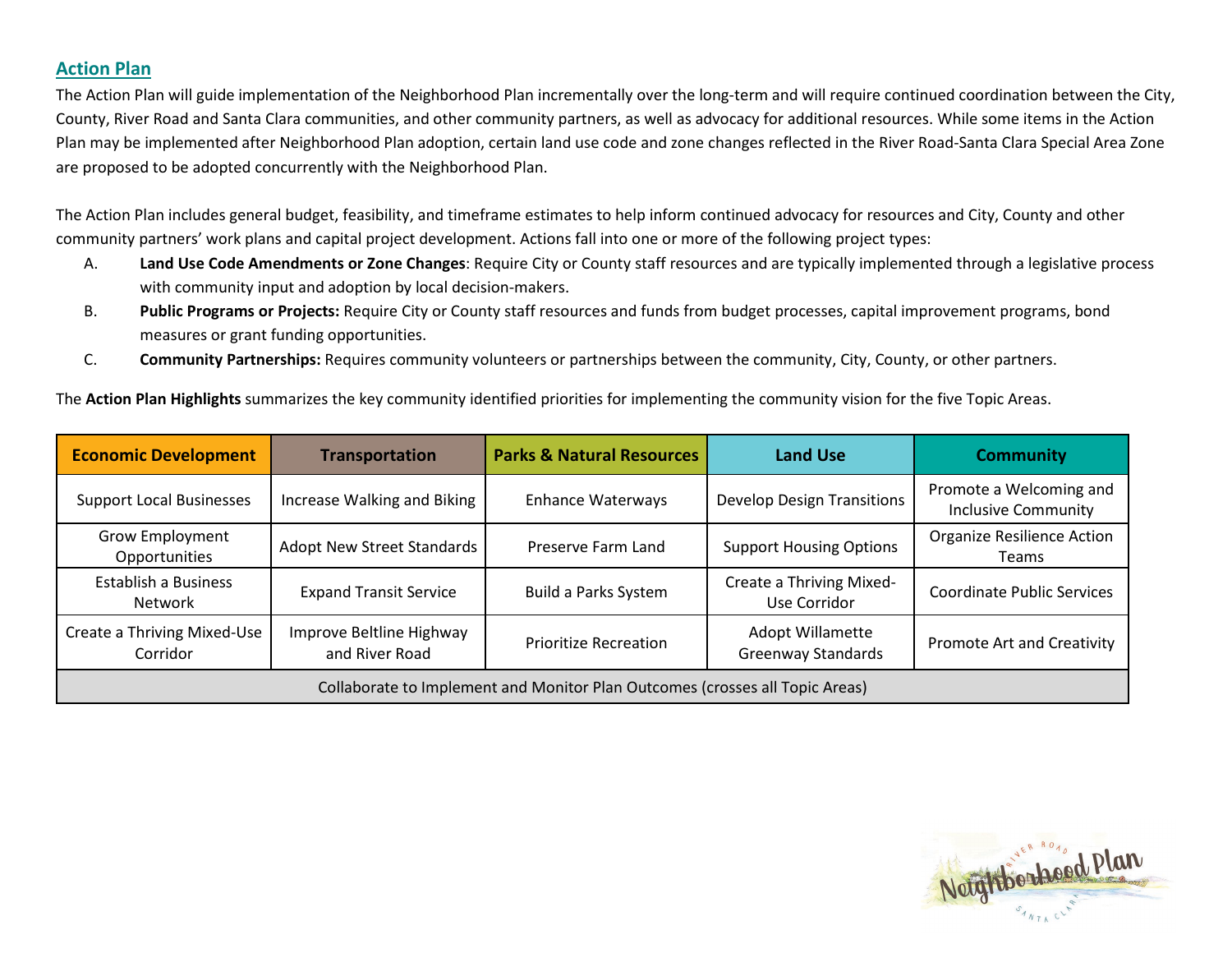## Action Plan

The Action Plan will guide implementation of the Neighborhood Plan incrementally over the long-term and will require continued coordination between the City, County, River Road and Santa Clara communities, and other community partners, as well as advocacy for additional resources. While some items in the Action Plan may be implemented after Neighborhood Plan adoption, certain land use code and zone changes reflected in the River Road-Santa Clara Special Area Zone are proposed to be adopted concurrently with the Neighborhood Plan.

The Action Plan includes general budget, feasibility, and timeframe estimates to help inform continued advocacy for resources and City, County and other community partners' work plans and capital project development. Actions fall into one or more of the following project types:

A. **Land Use Code Amendments or Zone Changes**: Require City or County staff resources and are typically implemented through a legislative process with community input and adoption by local decision-makers.

B. **Public Programs or Projects:** Require City or County staff resources and funds from budget processes, capital improvement programs, bond measures or grant funding opportunities.

C. **Community Partnerships:** Requires community volunteers or partnerships between the community, City, County, or other partners.

The **Action Plan Highlights** summarizes the key community identified priorities for implementing the community vision for the five Topic Areas.

| Economic Development | Transportation | Parks & Natural Resources | Land Use | Community |
|---|---|---|---|---|
| Support Local Businesses | Increase Walking and Biking | Enhance Waterways | Develop Design Transitions | Promote a Welcoming and Inclusive Community |
| Grow Employment Opportunities | Adopt New Street Standards | Preserve Farm Land | Support Housing Options | Organize Resilience Action Teams |
| Establish a Business Network | Expand Transit Service | Build a Parks System | Create a Thriving Mixed-Use Corridor | Coordinate Public Services |
| Create a Thriving Mixed-Use Corridor | Improve Beltline Highway and River Road | Prioritize Recreation | Adopt Willamette Greenway Standards | Promote Art and Creativity |
| Collaborate to Implement and Monitor Plan Outcomes (crosses all Topic Areas) | | | | |